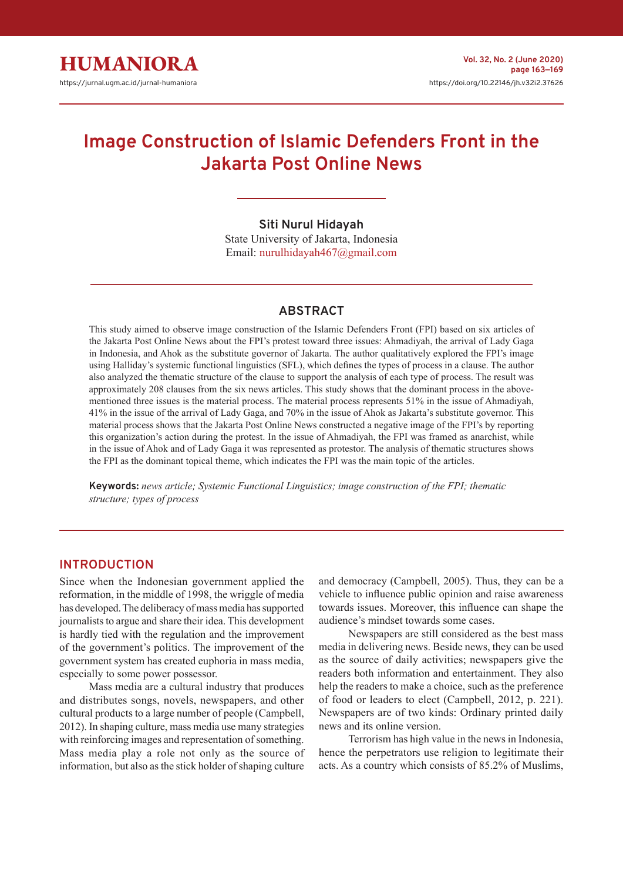# Image Construction of Islamic Defenders Front in the Jakarta Post Online News

**Siti Nurul Hidayah**
State University of Jakarta, Indonesia
Email: nurulhidayah467@gmail.com

## ABSTRACT

This study aimed to observe image construction of the Islamic Defenders Front (FPI) based on six articles of the Jakarta Post Online News about the FPI's protest toward three issues: Ahmadiyah, the arrival of Lady Gaga in Indonesia, and Ahok as the substitute governor of Jakarta. The author qualitatively explored the FPI's image using Halliday's systemic functional linguistics (SFL), which defines the types of process in a clause. The author also analyzed the thematic structure of the clause to support the analysis of each type of process. The result was approximately 208 clauses from the six news articles. This study shows that the dominant process in the above-mentioned three issues is the material process. The material process represents 51% in the issue of Ahmadiyah, 41% in the issue of the arrival of Lady Gaga, and 70% in the issue of Ahok as Jakarta's substitute governor. This material process shows that the Jakarta Post Online News constructed a negative image of the FPI's by reporting this organization's action during the protest. In the issue of Ahmadiyah, the FPI was framed as anarchist, while in the issue of Ahok and of Lady Gaga it was represented as protestor. The analysis of thematic structures shows the FPI as the dominant topical theme, which indicates the FPI was the main topic of the articles.

**Keywords:** *news article; Systemic Functional Linguistics; image construction of the FPI; thematic structure; types of process*

## INTRODUCTION

Since when the Indonesian government applied the reformation, in the middle of 1998, the wriggle of media has developed. The deliberacy of mass media has supported journalists to argue and share their idea. This development is hardly tied with the regulation and the improvement of the government's politics. The improvement of the government system has created euphoria in mass media, especially to some power possessor.

Mass media are a cultural industry that produces and distributes songs, novels, newspapers, and other cultural products to a large number of people (Campbell, 2012). In shaping culture, mass media use many strategies with reinforcing images and representation of something. Mass media play a role not only as the source of information, but also as the stick holder of shaping culture and democracy (Campbell, 2005). Thus, they can be a vehicle to influence public opinion and raise awareness towards issues. Moreover, this influence can shape the audience's mindset towards some cases.

Newspapers are still considered as the best mass media in delivering news. Beside news, they can be used as the source of daily activities; newspapers give the readers both information and entertainment. They also help the readers to make a choice, such as the preference of food or leaders to elect (Campbell, 2012, p. 221). Newspapers are of two kinds: Ordinary printed daily news and its online version.

Terrorism has high value in the news in Indonesia, hence the perpetrators use religion to legitimate their acts. As a country which consists of 85.2% of Muslims,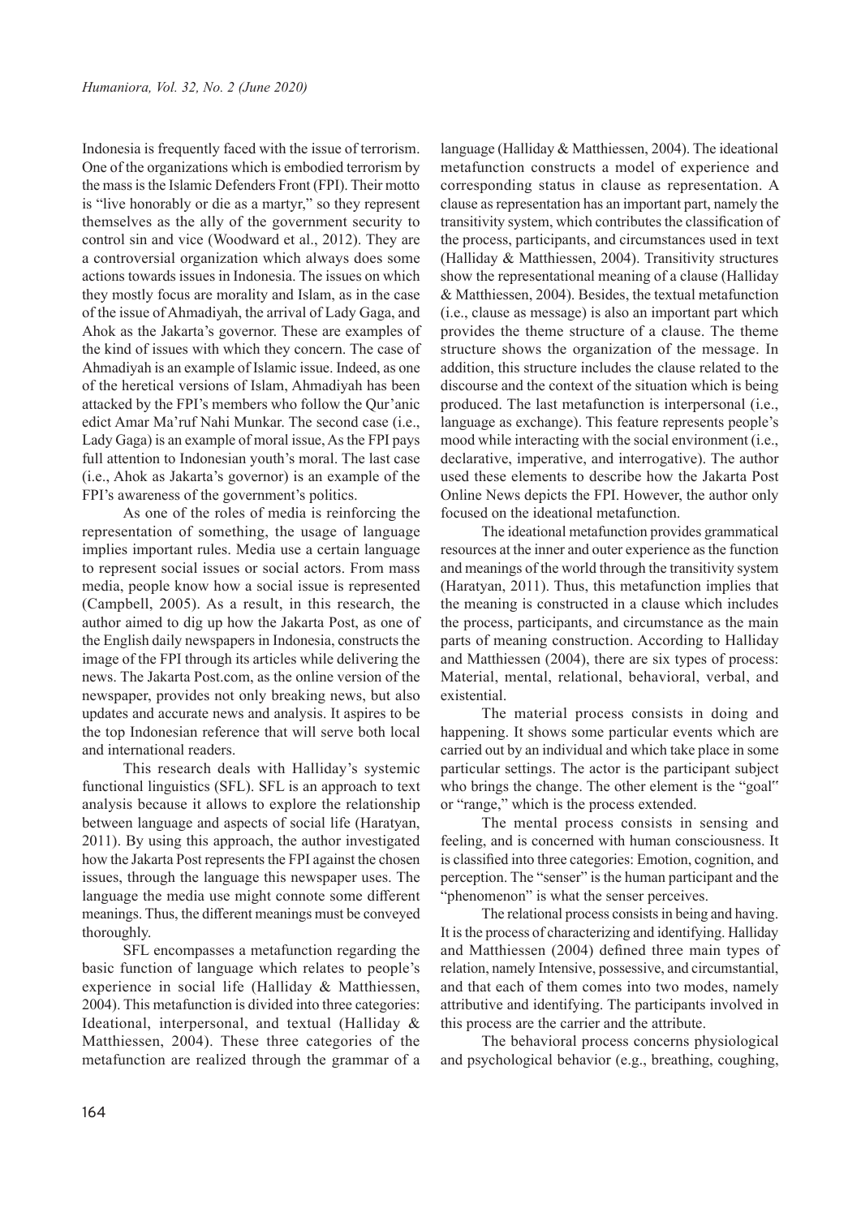Indonesia is frequently faced with the issue of terrorism. One of the organizations which is embodied terrorism by the mass is the Islamic Defenders Front (FPI). Their motto is "live honorably or die as a martyr," so they represent themselves as the ally of the government security to control sin and vice (Woodward et al., 2012). They are a controversial organization which always does some actions towards issues in Indonesia. The issues on which they mostly focus are morality and Islam, as in the case of the issue of Ahmadiyah, the arrival of Lady Gaga, and Ahok as the Jakarta's governor. These are examples of the kind of issues with which they concern. The case of Ahmadiyah is an example of Islamic issue. Indeed, as one of the heretical versions of Islam, Ahmadiyah has been attacked by the FPI's members who follow the Qur'anic edict Amar Ma'ruf Nahi Munkar. The second case (i.e., Lady Gaga) is an example of moral issue, As the FPI pays full attention to Indonesian youth's moral. The last case (i.e., Ahok as Jakarta's governor) is an example of the FPI's awareness of the government's politics.

As one of the roles of media is reinforcing the representation of something, the usage of language implies important rules. Media use a certain language to represent social issues or social actors. From mass media, people know how a social issue is represented (Campbell, 2005). As a result, in this research, the author aimed to dig up how the Jakarta Post, as one of the English daily newspapers in Indonesia, constructs the image of the FPI through its articles while delivering the news. The Jakarta Post.com, as the online version of the newspaper, provides not only breaking news, but also updates and accurate news and analysis. It aspires to be the top Indonesian reference that will serve both local and international readers.

This research deals with Halliday's systemic functional linguistics (SFL). SFL is an approach to text analysis because it allows to explore the relationship between language and aspects of social life (Haratyan, 2011). By using this approach, the author investigated how the Jakarta Post represents the FPI against the chosen issues, through the language this newspaper uses. The language the media use might connote some different meanings. Thus, the different meanings must be conveyed thoroughly.

SFL encompasses a metafunction regarding the basic function of language which relates to people's experience in social life (Halliday & Matthiessen, 2004). This metafunction is divided into three categories: Ideational, interpersonal, and textual (Halliday & Matthiessen, 2004). These three categories of the metafunction are realized through the grammar of a language (Halliday & Matthiessen, 2004). The ideational metafunction constructs a model of experience and corresponding status in clause as representation. A clause as representation has an important part, namely the transitivity system, which contributes the classification of the process, participants, and circumstances used in text (Halliday & Matthiessen, 2004). Transitivity structures show the representational meaning of a clause (Halliday & Matthiessen, 2004). Besides, the textual metafunction (i.e., clause as message) is also an important part which provides the theme structure of a clause. The theme structure shows the organization of the message. In addition, this structure includes the clause related to the discourse and the context of the situation which is being produced. The last metafunction is interpersonal (i.e., language as exchange). This feature represents people's mood while interacting with the social environment (i.e., declarative, imperative, and interrogative). The author used these elements to describe how the Jakarta Post Online News depicts the FPI. However, the author only focused on the ideational metafunction.

The ideational metafunction provides grammatical resources at the inner and outer experience as the function and meanings of the world through the transitivity system (Haratyan, 2011). Thus, this metafunction implies that the meaning is constructed in a clause which includes the process, participants, and circumstance as the main parts of meaning construction. According to Halliday and Matthiessen (2004), there are six types of process: Material, mental, relational, behavioral, verbal, and existential.

The material process consists in doing and happening. It shows some particular events which are carried out by an individual and which take place in some particular settings. The actor is the participant subject who brings the change. The other element is the "goal" or "range," which is the process extended.

The mental process consists in sensing and feeling, and is concerned with human consciousness. It is classified into three categories: Emotion, cognition, and perception. The "senser" is the human participant and the "phenomenon" is what the senser perceives.

The relational process consists in being and having. It is the process of characterizing and identifying. Halliday and Matthiessen (2004) defined three main types of relation, namely Intensive, possessive, and circumstantial, and that each of them comes into two modes, namely attributive and identifying. The participants involved in this process are the carrier and the attribute.

The behavioral process concerns physiological and psychological behavior (e.g., breathing, coughing,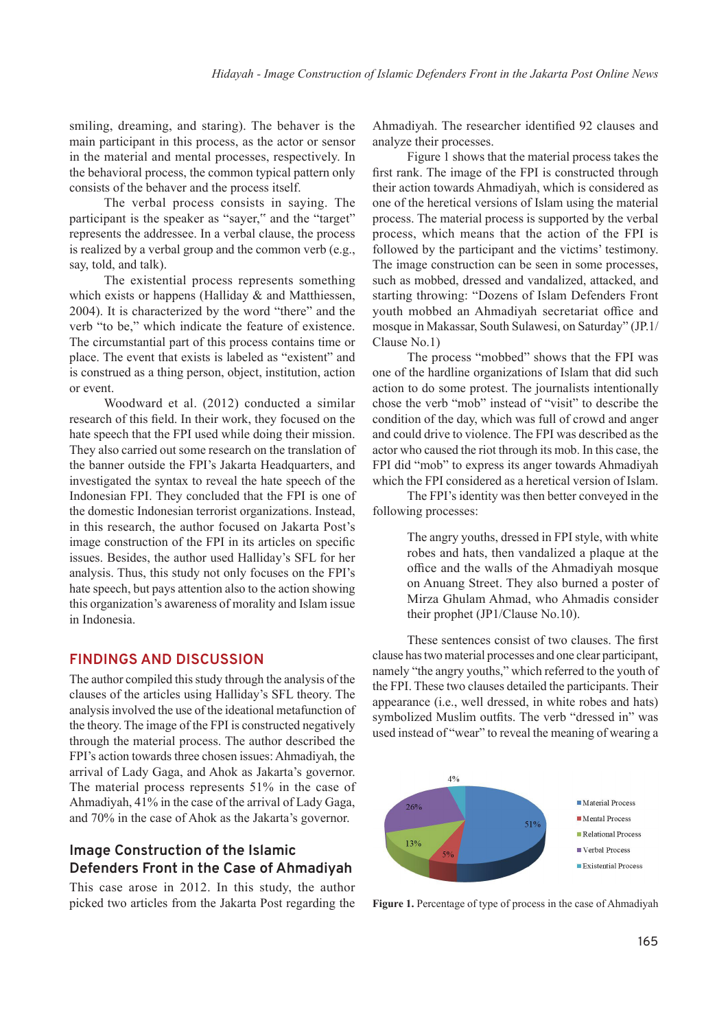smiling, dreaming, and staring). The behaver is the main participant in this process, as the actor or sensor in the material and mental processes, respectively. In the behavioral process, the common typical pattern only consists of the behaver and the process itself.

The verbal process consists in saying. The participant is the speaker as "sayer," and the "target" represents the addressee. In a verbal clause, the process is realized by a verbal group and the common verb (e.g., say, told, and talk).

The existential process represents something which exists or happens (Halliday & and Matthiessen, 2004). It is characterized by the word "there" and the verb "to be," which indicate the feature of existence. The circumstantial part of this process contains time or place. The event that exists is labeled as "existent" and is construed as a thing person, object, institution, action or event.

Woodward et al. (2012) conducted a similar research of this field. In their work, they focused on the hate speech that the FPI used while doing their mission. They also carried out some research on the translation of the banner outside the FPI's Jakarta Headquarters, and investigated the syntax to reveal the hate speech of the Indonesian FPI. They concluded that the FPI is one of the domestic Indonesian terrorist organizations. Instead, in this research, the author focused on Jakarta Post's image construction of the FPI in its articles on specific issues. Besides, the author used Halliday's SFL for her analysis. Thus, this study not only focuses on the FPI's hate speech, but pays attention also to the action showing this organization's awareness of morality and Islam issue in Indonesia.

## FINDINGS AND DISCUSSION

The author compiled this study through the analysis of the clauses of the articles using Halliday's SFL theory. The analysis involved the use of the ideational metafunction of the theory. The image of the FPI is constructed negatively through the material process. The author described the FPI's action towards three chosen issues: Ahmadiyah, the arrival of Lady Gaga, and Ahok as Jakarta's governor. The material process represents 51% in the case of Ahmadiyah, 41% in the case of the arrival of Lady Gaga, and 70% in the case of Ahok as the Jakarta's governor.

### Image Construction of the Islamic Defenders Front in the Case of Ahmadiyah

This case arose in 2012. In this study, the author picked two articles from the Jakarta Post regarding the Ahmadiyah. The researcher identified 92 clauses and analyze their processes.

Figure 1 shows that the material process takes the first rank. The image of the FPI is constructed through their action towards Ahmadiyah, which is considered as one of the heretical versions of Islam using the material process. The material process is supported by the verbal process, which means that the action of the FPI is followed by the participant and the victims' testimony. The image construction can be seen in some processes, such as mobbed, dressed and vandalized, attacked, and starting throwing: "Dozens of Islam Defenders Front youth mobbed an Ahmadiyah secretariat office and mosque in Makassar, South Sulawesi, on Saturday" (JP.1/ Clause No.1)

The process "mobbed" shows that the FPI was one of the hardline organizations of Islam that did such action to do some protest. The journalists intentionally chose the verb "mob" instead of "visit" to describe the condition of the day, which was full of crowd and anger and could drive to violence. The FPI was described as the actor who caused the riot through its mob. In this case, the FPI did "mob" to express its anger towards Ahmadiyah which the FPI considered as a heretical version of Islam.

The FPI's identity was then better conveyed in the following processes:

> The angry youths, dressed in FPI style, with white robes and hats, then vandalized a plaque at the office and the walls of the Ahmadiyah mosque on Anuang Street. They also burned a poster of Mirza Ghulam Ahmad, who Ahmadis consider their prophet (JP1/Clause No.10).

These sentences consist of two clauses. The first clause has two material processes and one clear participant, namely "the angry youths," which referred to the youth of the FPI. These two clauses detailed the participants. Their appearance (i.e., well dressed, in white robes and hats) symbolized Muslim outfits. The verb "dressed in" was used instead of "wear" to reveal the meaning of wearing a

| Process | Percentage |
|---|---|
| Material Process | 51% |
| Mental Process | 5% |
| Relational Process | 13% |
| Verbal Process | 26% |
| Existential Process | 4% |

**Figure 1.** Percentage of type of process in the case of Ahmadiyah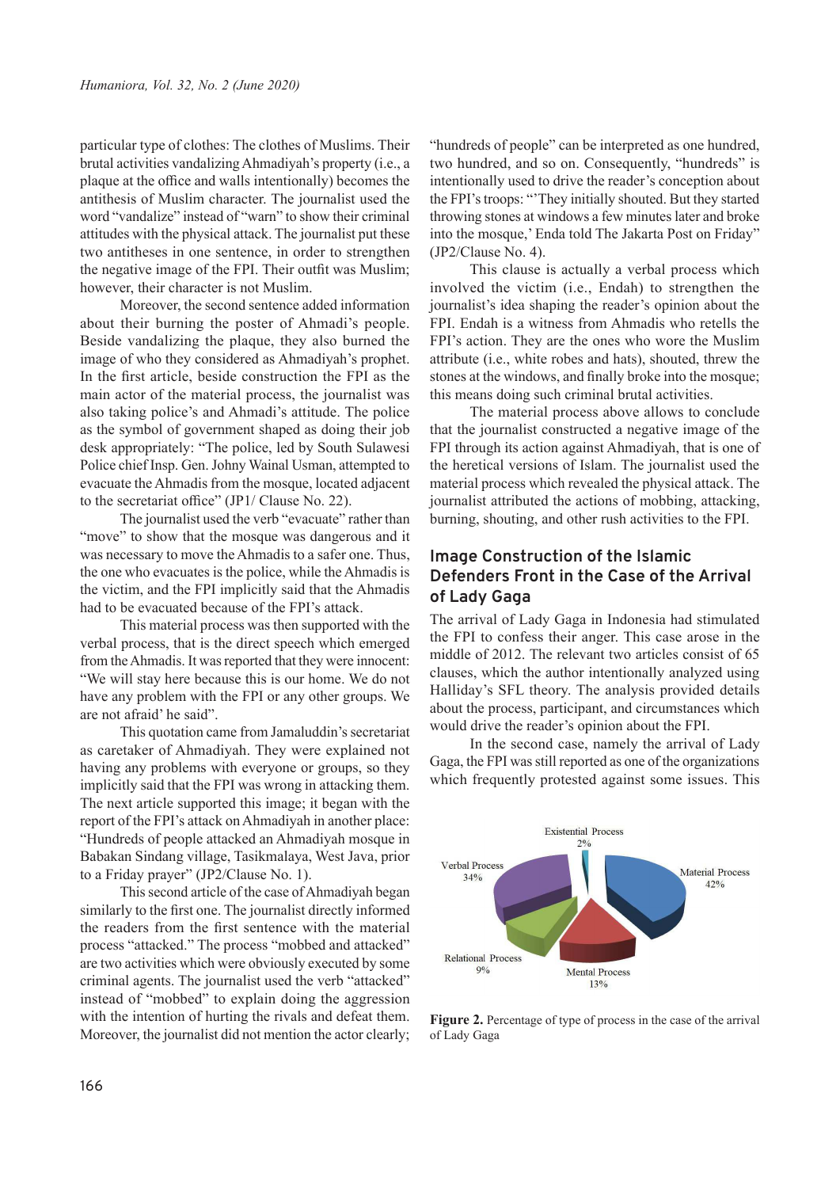particular type of clothes: The clothes of Muslims. Their brutal activities vandalizing Ahmadiyah's property (i.e., a plaque at the office and walls intentionally) becomes the antithesis of Muslim character. The journalist used the word "vandalize" instead of "warn" to show their criminal attitudes with the physical attack. The journalist put these two antitheses in one sentence, in order to strengthen the negative image of the FPI. Their outfit was Muslim; however, their character is not Muslim.

Moreover, the second sentence added information about their burning the poster of Ahmadi's people. Beside vandalizing the plaque, they also burned the image of who they considered as Ahmadiyah's prophet. In the first article, beside construction the FPI as the main actor of the material process, the journalist was also taking police's and Ahmadi's attitude. The police as the symbol of government shaped as doing their job desk appropriately: "The police, led by South Sulawesi Police chief Insp. Gen. Johny Wainal Usman, attempted to evacuate the Ahmadis from the mosque, located adjacent to the secretariat office" (JP1/ Clause No. 22).

The journalist used the verb "evacuate" rather than "move" to show that the mosque was dangerous and it was necessary to move the Ahmadis to a safer one. Thus, the one who evacuates is the police, while the Ahmadis is the victim, and the FPI implicitly said that the Ahmadis had to be evacuated because of the FPI's attack.

This material process was then supported with the verbal process, that is the direct speech which emerged from the Ahmadis. It was reported that they were innocent: "We will stay here because this is our home. We do not have any problem with the FPI or any other groups. We are not afraid' he said".

This quotation came from Jamaluddin's secretariat as caretaker of Ahmadiyah. They were explained not having any problems with everyone or groups, so they implicitly said that the FPI was wrong in attacking them. The next article supported this image; it began with the report of the FPI's attack on Ahmadiyah in another place: "Hundreds of people attacked an Ahmadiyah mosque in Babakan Sindang village, Tasikmalaya, West Java, prior to a Friday prayer" (JP2/Clause No. 1).

This second article of the case of Ahmadiyah began similarly to the first one. The journalist directly informed the readers from the first sentence with the material process "attacked." The process "mobbed and attacked" are two activities which were obviously executed by some criminal agents. The journalist used the verb "attacked" instead of "mobbed" to explain doing the aggression with the intention of hurting the rivals and defeat them. Moreover, the journalist did not mention the actor clearly; "hundreds of people" can be interpreted as one hundred, two hundred, and so on. Consequently, "hundreds" is intentionally used to drive the reader's conception about the FPI's troops: "'They initially shouted. But they started throwing stones at windows a few minutes later and broke into the mosque,' Enda told The Jakarta Post on Friday" (JP2/Clause No. 4).

This clause is actually a verbal process which involved the victim (i.e., Endah) to strengthen the journalist's idea shaping the reader's opinion about the FPI. Endah is a witness from Ahmadis who retells the FPI's action. They are the ones who wore the Muslim attribute (i.e., white robes and hats), shouted, threw the stones at the windows, and finally broke into the mosque; this means doing such criminal brutal activities.

The material process above allows to conclude that the journalist constructed a negative image of the FPI through its action against Ahmadiyah, that is one of the heretical versions of Islam. The journalist used the material process which revealed the physical attack. The journalist attributed the actions of mobbing, attacking, burning, shouting, and other rush activities to the FPI.

## Image Construction of the Islamic Defenders Front in the Case of the Arrival of Lady Gaga

The arrival of Lady Gaga in Indonesia had stimulated the FPI to confess their anger. This case arose in the middle of 2012. The relevant two articles consist of 65 clauses, which the author intentionally analyzed using Halliday's SFL theory. The analysis provided details about the process, participant, and circumstances which would drive the reader's opinion about the FPI.

In the second case, namely the arrival of Lady Gaga, the FPI was still reported as one of the organizations which frequently protested against some issues. This

Existential Process 2%; Material Process 42%; Mental Process 13%; Relational Process 9%; Verbal Process 34%

**Figure 2.** Percentage of type of process in the case of the arrival of Lady Gaga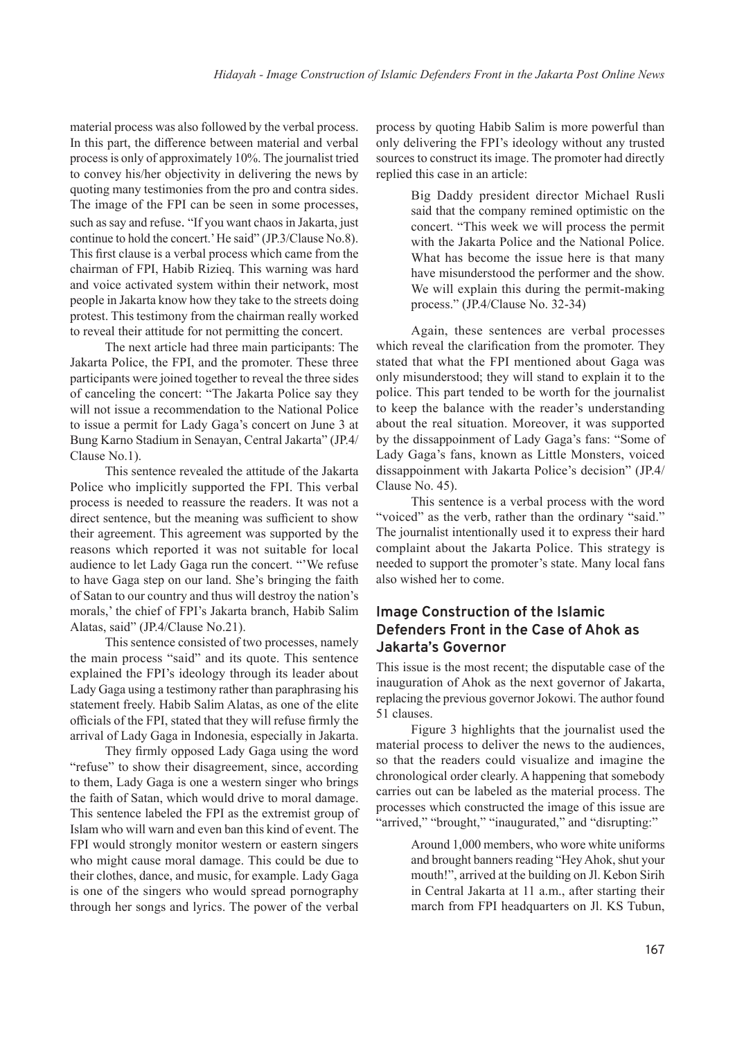material process was also followed by the verbal process. In this part, the difference between material and verbal process is only of approximately 10%. The journalist tried to convey his/her objectivity in delivering the news by quoting many testimonies from the pro and contra sides. The image of the FPI can be seen in some processes, such as say and refuse. "If you want chaos in Jakarta, just continue to hold the concert.' He said" (JP.3/Clause No.8). This first clause is a verbal process which came from the chairman of FPI, Habib Rizieq. This warning was hard and voice activated system within their network, most people in Jakarta know how they take to the streets doing protest. This testimony from the chairman really worked to reveal their attitude for not permitting the concert.

The next article had three main participants: The Jakarta Police, the FPI, and the promoter. These three participants were joined together to reveal the three sides of canceling the concert: "The Jakarta Police say they will not issue a recommendation to the National Police to issue a permit for Lady Gaga's concert on June 3 at Bung Karno Stadium in Senayan, Central Jakarta" (JP.4/Clause No.1).

This sentence revealed the attitude of the Jakarta Police who implicitly supported the FPI. This verbal process is needed to reassure the readers. It was not a direct sentence, but the meaning was sufficient to show their agreement. This agreement was supported by the reasons which reported it was not suitable for local audience to let Lady Gaga run the concert. "'We refuse to have Gaga step on our land. She's bringing the faith of Satan to our country and thus will destroy the nation's morals,' the chief of FPI's Jakarta branch, Habib Salim Alatas, said" (JP.4/Clause No.21).

This sentence consisted of two processes, namely the main process "said" and its quote. This sentence explained the FPI's ideology through its leader about Lady Gaga using a testimony rather than paraphrasing his statement freely. Habib Salim Alatas, as one of the elite officials of the FPI, stated that they will refuse firmly the arrival of Lady Gaga in Indonesia, especially in Jakarta.

They firmly opposed Lady Gaga using the word "refuse" to show their disagreement, since, according to them, Lady Gaga is one a western singer who brings the faith of Satan, which would drive to moral damage. This sentence labeled the FPI as the extremist group of Islam who will warn and even ban this kind of event. The FPI would strongly monitor western or eastern singers who might cause moral damage. This could be due to their clothes, dance, and music, for example. Lady Gaga is one of the singers who would spread pornography through her songs and lyrics. The power of the verbal process by quoting Habib Salim is more powerful than only delivering the FPI's ideology without any trusted sources to construct its image. The promoter had directly replied this case in an article:

> Big Daddy president director Michael Rusli said that the company remined optimistic on the concert. "This week we will process the permit with the Jakarta Police and the National Police. What has become the issue here is that many may have misunderstood the performer and the show. We will explain this during the permit-making process." (JP.4/Clause No. 32-34)

Again, these sentences are verbal processes which reveal the clarification from the promoter. They stated that what the FPI mentioned about Gaga was only misunderstood; they will stand to explain it to the police. This part tended to be worth for the journalist to keep the balance with the reader's understanding about the real situation. Moreover, it was supported by the dissappoinment of Lady Gaga's fans: "Some of Lady Gaga's fans, known as Little Monsters, voiced dissappoinment with Jakarta Police's decision" (JP.4/Clause No. 45).

This sentence is a verbal process with the word "voiced" as the verb, rather than the ordinary "said." The journalist intentionally used it to express their hard complaint about the Jakarta Police. This strategy is needed to support the promoter's state. Many local fans also wished her to come.

## Image Construction of the Islamic Defenders Front in the Case of Ahok as Jakarta's Governor

This issue is the most recent; the disputable case of the inauguration of Ahok as the next governor of Jakarta, replacing the previous governor Jokowi. The author found 51 clauses.

Figure 3 highlights that the journalist used the material process to deliver the news to the audiences, so that the readers could visualize and imagine the chronological order clearly. A happening that somebody carries out can be labeled as the material process. The processes which constructed the image of this issue are "arrived," "brought," "inaugurated," and "disrupting:"

> Around 1,000 members, who wore white uniforms and brought banners reading "Hey Ahok, shut your mouth!", arrived at the building on Jl. Kebon Sirih in Central Jakarta at 11 a.m., after starting their march from FPI headquarters on Jl. KS Tubun,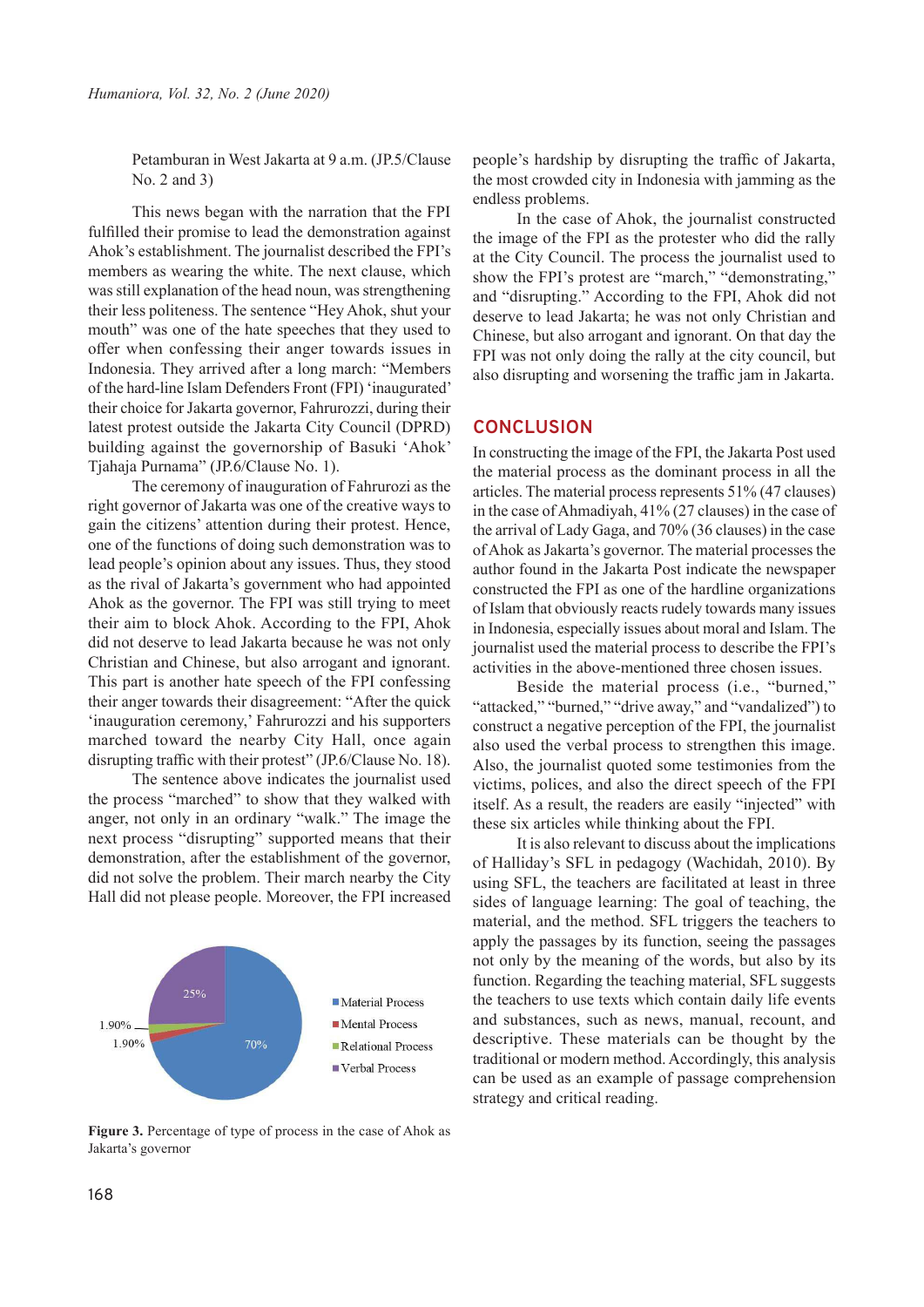Petamburan in West Jakarta at 9 a.m. (JP.5/Clause No. 2 and 3)

This news began with the narration that the FPI fulfilled their promise to lead the demonstration against Ahok's establishment. The journalist described the FPI's members as wearing the white. The next clause, which was still explanation of the head noun, was strengthening their less politeness. The sentence "Hey Ahok, shut your mouth" was one of the hate speeches that they used to offer when confessing their anger towards issues in Indonesia. They arrived after a long march: "Members of the hard-line Islam Defenders Front (FPI) 'inaugurated' their choice for Jakarta governor, Fahrurozzi, during their latest protest outside the Jakarta City Council (DPRD) building against the governorship of Basuki 'Ahok' Tjahaja Purnama" (JP.6/Clause No. 1).

The ceremony of inauguration of Fahrurozi as the right governor of Jakarta was one of the creative ways to gain the citizens' attention during their protest. Hence, one of the functions of doing such demonstration was to lead people's opinion about any issues. Thus, they stood as the rival of Jakarta's government who had appointed Ahok as the governor. The FPI was still trying to meet their aim to block Ahok. According to the FPI, Ahok did not deserve to lead Jakarta because he was not only Christian and Chinese, but also arrogant and ignorant. This part is another hate speech of the FPI confessing their anger towards their disagreement: "After the quick 'inauguration ceremony,' Fahrurozzi and his supporters marched toward the nearby City Hall, once again disrupting traffic with their protest" (JP.6/Clause No. 18).

The sentence above indicates the journalist used the process "marched" to show that they walked with anger, not only in an ordinary "walk." The image the next process "disrupting" supported means that their demonstration, after the establishment of the governor, did not solve the problem. Their march nearby the City Hall did not please people. Moreover, the FPI increased people's hardship by disrupting the traffic of Jakarta, the most crowded city in Indonesia with jamming as the endless problems.

In the case of Ahok, the journalist constructed the image of the FPI as the protester who did the rally at the City Council. The process the journalist used to show the FPI's protest are "march," "demonstrating," and "disrupting." According to the FPI, Ahok did not deserve to lead Jakarta; he was not only Christian and Chinese, but also arrogant and ignorant. On that day the FPI was not only doing the rally at the city council, but also disrupting and worsening the traffic jam in Jakarta.

| Process | Percentage |
|---|---|
| Material Process | 70% |
| Mental Process | 1.90% |
| Relational Process | 1.90% |
| Verbal Process | 25% |

**Figure 3.** Percentage of type of process in the case of Ahok as Jakarta's governor

## CONCLUSION

In constructing the image of the FPI, the Jakarta Post used the material process as the dominant process in all the articles. The material process represents 51% (47 clauses) in the case of Ahmadiyah, 41% (27 clauses) in the case of the arrival of Lady Gaga, and 70% (36 clauses) in the case of Ahok as Jakarta's governor. The material processes the author found in the Jakarta Post indicate the newspaper constructed the FPI as one of the hardline organizations of Islam that obviously reacts rudely towards many issues in Indonesia, especially issues about moral and Islam. The journalist used the material process to describe the FPI's activities in the above-mentioned three chosen issues.

Beside the material process (i.e., "burned," "attacked," "burned," "drive away," and "vandalized") to construct a negative perception of the FPI, the journalist also used the verbal process to strengthen this image. Also, the journalist quoted some testimonies from the victims, polices, and also the direct speech of the FPI itself. As a result, the readers are easily "injected" with these six articles while thinking about the FPI.

It is also relevant to discuss about the implications of Halliday's SFL in pedagogy (Wachidah, 2010). By using SFL, the teachers are facilitated at least in three sides of language learning: The goal of teaching, the material, and the method. SFL triggers the teachers to apply the passages by its function, seeing the passages not only by the meaning of the words, but also by its function. Regarding the teaching material, SFL suggests the teachers to use texts which contain daily life events and substances, such as news, manual, recount, and descriptive. These materials can be thought by the traditional or modern method. Accordingly, this analysis can be used as an example of passage comprehension strategy and critical reading.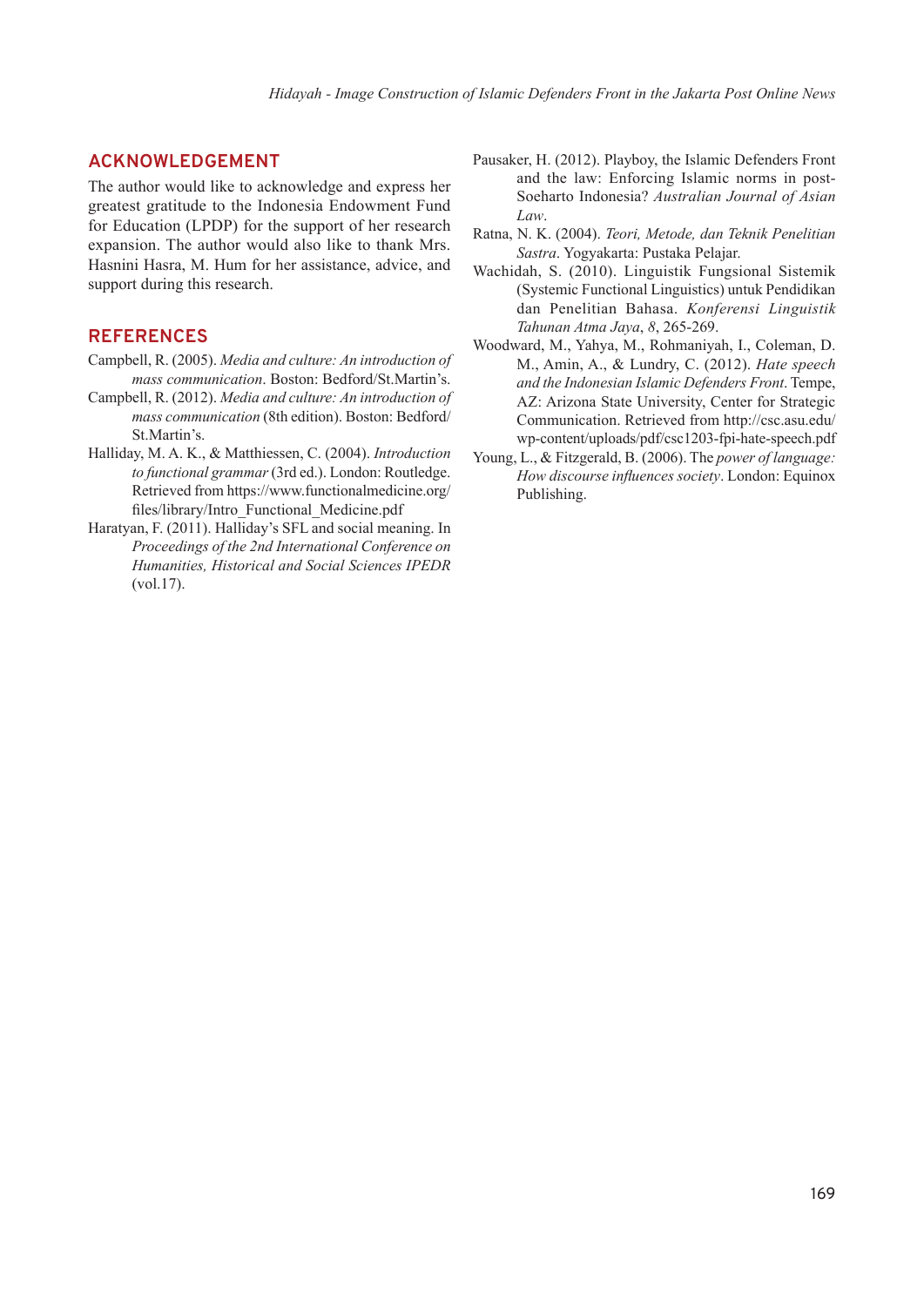## ACKNOWLEDGEMENT

The author would like to acknowledge and express her greatest gratitude to the Indonesia Endowment Fund for Education (LPDP) for the support of her research expansion. The author would also like to thank Mrs. Hasnini Hasra, M. Hum for her assistance, advice, and support during this research.

## REFERENCES

Campbell, R. (2005). *Media and culture: An introduction of mass communication*. Boston: Bedford/St.Martin's.

Campbell, R. (2012). *Media and culture: An introduction of mass communication* (8th edition). Boston: Bedford/St.Martin's.

Halliday, M. A. K., & Matthiessen, C. (2004). *Introduction to functional grammar* (3rd ed.). London: Routledge. Retrieved from https://www.functionalmedicine.org/files/library/Intro_Functional_Medicine.pdf

Haratyan, F. (2011). Halliday's SFL and social meaning. In *Proceedings of the 2nd International Conference on Humanities, Historical and Social Sciences IPEDR* (vol.17).

Pausaker, H. (2012). Playboy, the Islamic Defenders Front and the law: Enforcing Islamic norms in post-Soeharto Indonesia? *Australian Journal of Asian Law*.

Ratna, N. K. (2004). *Teori, Metode, dan Teknik Penelitian Sastra*. Yogyakarta: Pustaka Pelajar.

Wachidah, S. (2010). Linguistik Fungsional Sistemik (Systemic Functional Linguistics) untuk Pendidikan dan Penelitian Bahasa. *Konferensi Linguistik Tahunan Atma Jaya*, *8*, 265-269.

Woodward, M., Yahya, M., Rohmaniyah, I., Coleman, D. M., Amin, A., & Lundry, C. (2012). *Hate speech and the Indonesian Islamic Defenders Front*. Tempe, AZ: Arizona State University, Center for Strategic Communication. Retrieved from http://csc.asu.edu/wp-content/uploads/pdf/csc1203-fpi-hate-speech.pdf

Young, L., & Fitzgerald, B. (2006). The *power of language: How discourse influences society*. London: Equinox Publishing.